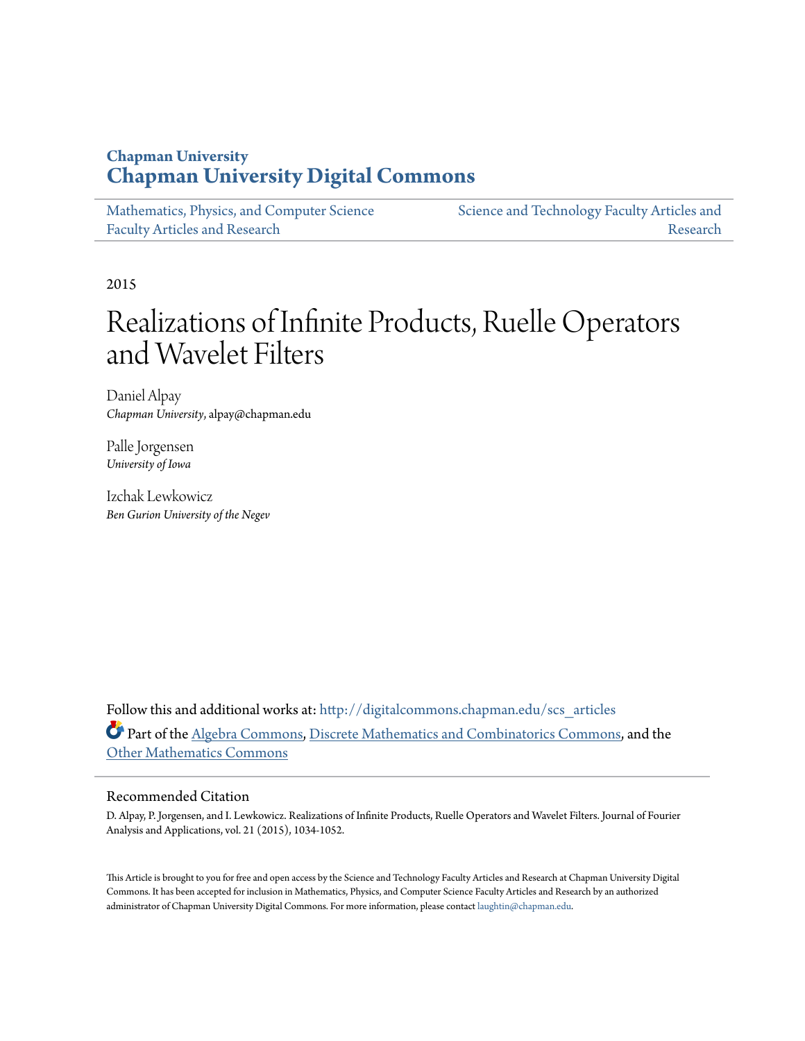**Chapman University**

# Chapman University Digital Commons

Mathematics, Physics, and Computer Science Faculty Articles and Research

Science and Technology Faculty Articles and Research

2015

# Realizations of Infinite Products, Ruelle Operators and Wavelet Filters

Daniel Alpay
*Chapman University*, alpay@chapman.edu

Palle Jorgensen
*University of Iowa*

Izchak Lewkowicz
*Ben Gurion University of the Negev*

Follow this and additional works at: http://digitalcommons.chapman.edu/scs_articles

Part of the Algebra Commons, Discrete Mathematics and Combinatorics Commons, and the Other Mathematics Commons

## Recommended Citation

D. Alpay, P. Jorgensen, and I. Lewkowicz. Realizations of Infinite Products, Ruelle Operators and Wavelet Filters. Journal of Fourier Analysis and Applications, vol. 21 (2015), 1034-1052.

This Article is brought to you for free and open access by the Science and Technology Faculty Articles and Research at Chapman University Digital Commons. It has been accepted for inclusion in Mathematics, Physics, and Computer Science Faculty Articles and Research by an authorized administrator of Chapman University Digital Commons. For more information, please contact laughtin@chapman.edu.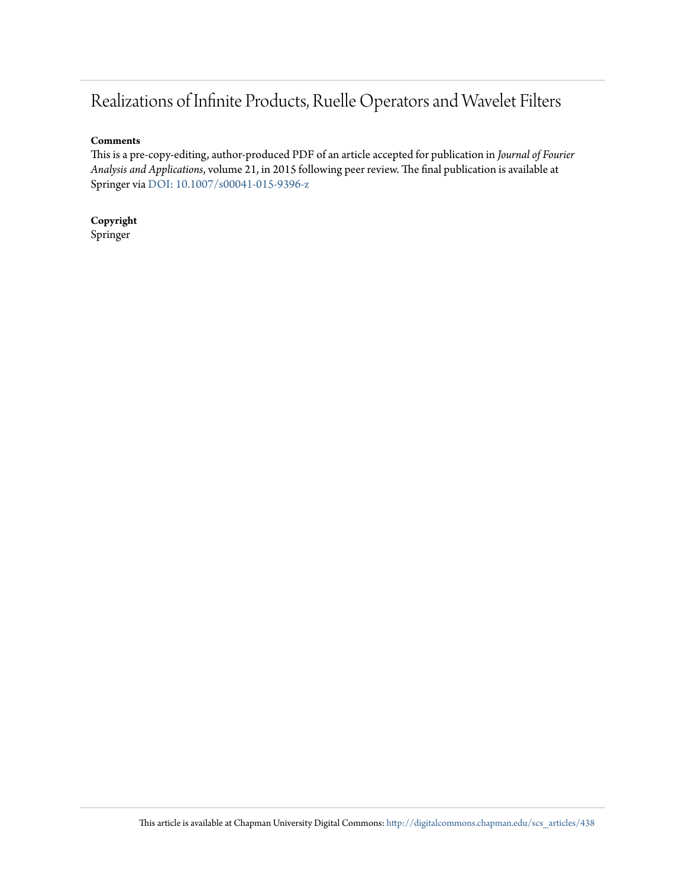# Realizations of Infinite Products, Ruelle Operators and Wavelet Filters

**Comments**

This is a pre-copy-editing, author-produced PDF of an article accepted for publication in *Journal of Fourier Analysis and Applications*, volume 21, in 2015 following peer review. The final publication is available at Springer via [DOI: 10.1007/s00041-015-9396-z](https://doi.org/10.1007/s00041-015-9396-z)

**Copyright**

Springer

This article is available at Chapman University Digital Commons: http://digitalcommons.chapman.edu/scs_articles/438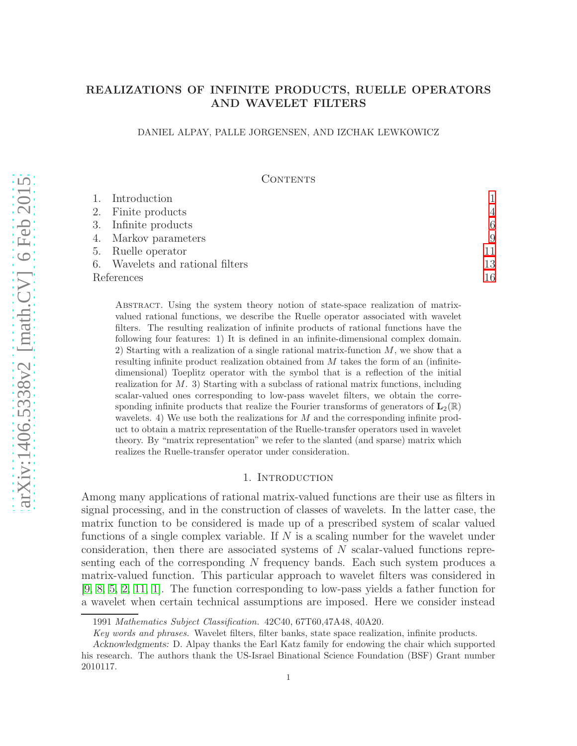# REALIZATIONS OF INFINITE PRODUCTS, RUELLE OPERATORS AND WAVELET FILTERS

DANIEL ALPAY, PALLE JORGENSEN, AND IZCHAK LEWKOWICZ

## Contents

1. Introduction 1
2. Finite products 4
3. Infinite products 6
4. Markov parameters 9
5. Ruelle operator 11
6. Wavelets and rational filters 13

References 16

Abstract. Using the system theory notion of state-space realization of matrix-valued rational functions, we describe the Ruelle operator associated with wavelet filters. The resulting realization of infinite products of rational functions have the following four features: 1) It is defined in an infinite-dimensional complex domain. 2) Starting with a realization of a single rational matrix-function $M$, we show that a resulting infinite product realization obtained from $M$ takes the form of an (infinite-dimensional) Toeplitz operator with the symbol that is a reflection of the initial realization for $M$. 3) Starting with a subclass of rational matrix functions, including scalar-valued ones corresponding to low-pass wavelet filters, we obtain the corresponding infinite products that realize the Fourier transforms of generators of $\mathbf{L}_2(\mathbb{R})$ wavelets. 4) We use both the realizations for $M$ and the corresponding infinite product to obtain a matrix representation of the Ruelle-transfer operators used in wavelet theory. By "matrix representation" we refer to the slanted (and sparse) matrix which realizes the Ruelle-transfer operator under consideration.

## 1. Introduction

Among many applications of rational matrix-valued functions are their use as filters in signal processing, and in the construction of classes of wavelets. In the latter case, the matrix function to be considered is made up of a prescribed system of scalar valued functions of a single complex variable. If $N$ is a scaling number for the wavelet under consideration, then there are associated systems of $N$ scalar-valued functions representing each of the corresponding $N$ frequency bands. Each such system produces a matrix-valued function. This particular approach to wavelet filters was considered in [9, 8, 5, 2, 11, 1]. The function corresponding to low-pass yields a father function for a wavelet when certain technical assumptions are imposed. Here we consider instead

1991 *Mathematics Subject Classification.* 42C40, 67T60,47A48, 40A20.

*Key words and phrases.* Wavelet filters, filter banks, state space realization, infinite products.

*Acknowledgments:* D. Alpay thanks the Earl Katz family for endowing the chair which supported his research. The authors thank the US-Israel Binational Science Foundation (BSF) Grant number 2010117.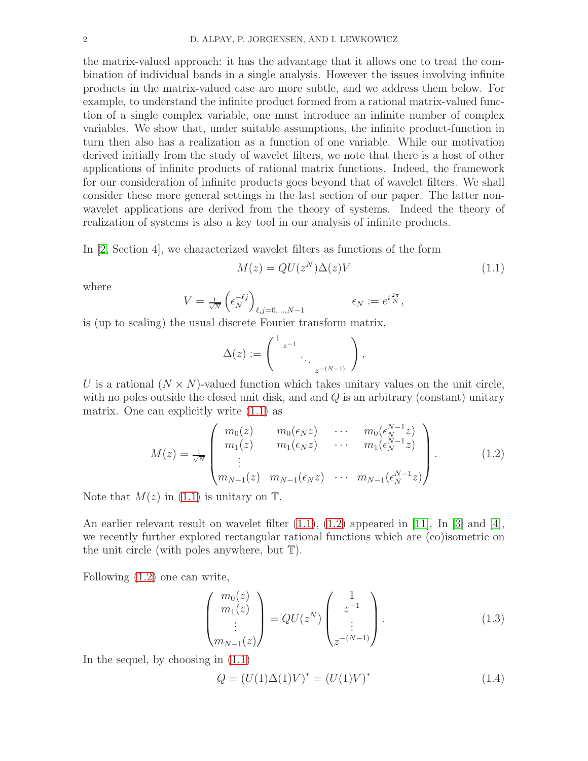the matrix-valued approach: it has the advantage that it allows one to treat the combination of individual bands in a single analysis. However the issues involving infinite products in the matrix-valued case are more subtle, and we address them below. For example, to understand the infinite product formed from a rational matrix-valued function of a single complex variable, one must introduce an infinite number of complex variables. We show that, under suitable assumptions, the infinite product-function in turn then also has a realization as a function of one variable. While our motivation derived initially from the study of wavelet filters, we note that there is a host of other applications of infinite products of rational matrix functions. Indeed, the framework for our consideration of infinite products goes beyond that of wavelet filters. We shall consider these more general settings in the last section of our paper. The latter non-wavelet applications are derived from the theory of systems. Indeed the theory of realization of systems is also a key tool in our analysis of infinite products.

In [2, Section 4], we characterized wavelet filters as functions of the form

$$M(z) = QU(z^N)\Delta(z)V \tag{1.1}$$

where

$$V = \tfrac{1}{\sqrt{N}}\left(\epsilon_N^{-\ell j}\right)_{\ell,j=0,\ldots,N-1} \qquad\qquad \epsilon_N := e^{i\frac{2\pi}{N}},$$

is (up to scaling) the usual discrete Fourier transform matrix,

$$\Delta(z) := \begin{pmatrix} 1 & & & \\ & z^{-1} & & \\ & & \ddots & \\ & & & z^{-(N-1)} \end{pmatrix},$$

$U$ is a rational $(N\times N)$-valued function which takes unitary values on the unit circle, with no poles outside the closed unit disk, and and $Q$ is an arbitrary (constant) unitary matrix. One can explicitly write (1.1) as

$$M(z) = \tfrac{1}{\sqrt{N}}\begin{pmatrix} m_0(z) & m_0(\epsilon_N z) & \cdots & m_0(\epsilon_N^{N-1}z) \\ m_1(z) & m_1(\epsilon_N z) & \cdots & m_1(\epsilon_N^{N-1}z) \\ \vdots & & & \\ m_{N-1}(z) & m_{N-1}(\epsilon_N z) & \cdots & m_{N-1}(\epsilon_N^{N-1}z) \end{pmatrix}. \tag{1.2}$$

Note that $M(z)$ in (1.1) is unitary on $\mathbb{T}$.

An earlier relevant result on wavelet filter (1.1), (1.2) appeared in [11]. In [3] and [4], we recently further explored rectangular rational functions which are (co)isometric on the unit circle (with poles anywhere, but $\mathbb{T}$).

Following (1.2) one can write,

$$\begin{pmatrix} m_0(z) \\ m_1(z) \\ \vdots \\ m_{N-1}(z) \end{pmatrix} = QU(z^N)\begin{pmatrix} 1 \\ z^{-1} \\ \vdots \\ z^{-(N-1)} \end{pmatrix}. \tag{1.3}$$

In the sequel, by choosing in (1.1)

$$Q = \left(U(1)\Delta(1)V\right)^* = \left(U(1)V\right)^* \tag{1.4}$$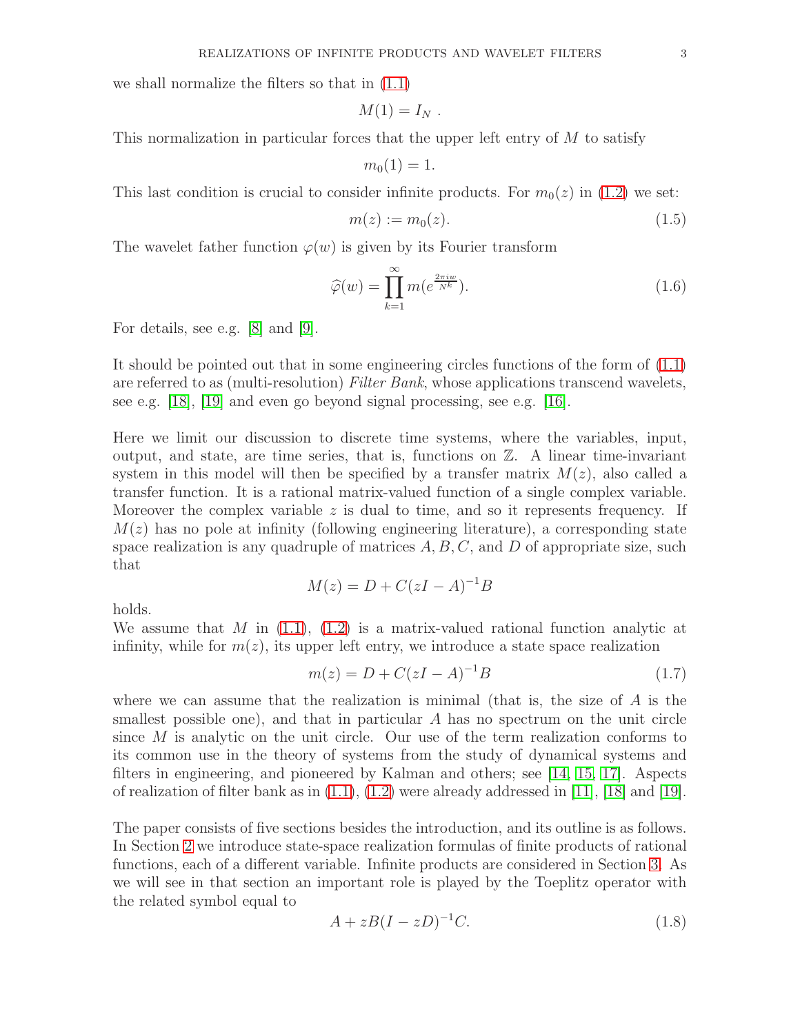we shall normalize the filters so that in (1.1)

$$M(1) = I_N \ .$$

This normalization in particular forces that the upper left entry of $M$ to satisfy

$$m_0(1) = 1.$$

This last condition is crucial to consider infinite products. For $m_0(z)$ in (1.2) we set:

$$m(z) := m_0(z). \tag{1.5}$$

The wavelet father function $\varphi(w)$ is given by its Fourier transform

$$\widehat{\varphi}(w) = \prod_{k=1}^{\infty} m(e^{\frac{2\pi i w}{N^k}}). \tag{1.6}$$

For details, see e.g. [8] and [9].

It should be pointed out that in some engineering circles functions of the form of (1.1) are referred to as (multi-resolution) *Filter Bank*, whose applications transcend wavelets, see e.g. [18], [19] and even go beyond signal processing, see e.g. [16].

Here we limit our discussion to discrete time systems, where the variables, input, output, and state, are time series, that is, functions on $\mathbb{Z}$. A linear time-invariant system in this model will then be specified by a transfer matrix $M(z)$, also called a transfer function. It is a rational matrix-valued function of a single complex variable. Moreover the complex variable $z$ is dual to time, and so it represents frequency. If $M(z)$ has no pole at infinity (following engineering literature), a corresponding state space realization is any quadruple of matrices $A, B, C$, and $D$ of appropriate size, such that

$$M(z) = D + C(zI - A)^{-1}B$$

holds.
We assume that $M$ in (1.1), (1.2) is a matrix-valued rational function analytic at infinity, while for $m(z)$, its upper left entry, we introduce a state space realization

$$m(z) = D + C(zI - A)^{-1}B \tag{1.7}$$

where we can assume that the realization is minimal (that is, the size of $A$ is the smallest possible one), and that in particular $A$ has no spectrum on the unit circle since $M$ is analytic on the unit circle. Our use of the term realization conforms to its common use in the theory of systems from the study of dynamical systems and filters in engineering, and pioneered by Kalman and others; see [14, 15, 17]. Aspects of realization of filter bank as in (1.1), (1.2) were already addressed in [11], [18] and [19].

The paper consists of five sections besides the introduction, and its outline is as follows. In Section 2 we introduce state-space realization formulas of finite products of rational functions, each of a different variable. Infinite products are considered in Section 3. As we will see in that section an important role is played by the Toeplitz operator with the related symbol equal to

$$A + zB(I - zD)^{-1}C. \tag{1.8}$$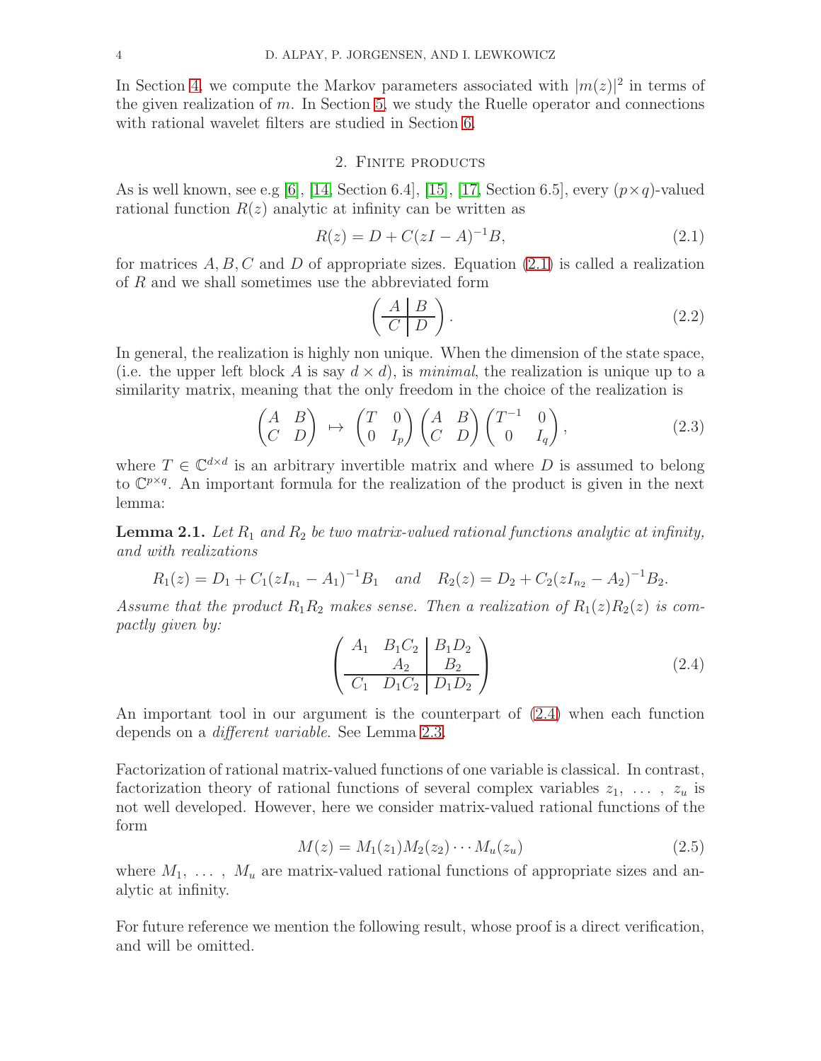In Section 4, we compute the Markov parameters associated with $|m(z)|^2$ in terms of the given realization of $m$. In Section 5, we study the Ruelle operator and connections with rational wavelet filters are studied in Section 6.

## 2. Finite products

As is well known, see e.g [6], [14, Section 6.4], [15], [17, Section 6.5], every $(p\times q)$-valued rational function $R(z)$ analytic at infinity can be written as

$$R(z) = D + C(zI - A)^{-1}B, \tag{2.1}$$

for matrices $A, B, C$ and $D$ of appropriate sizes. Equation (2.1) is called a realization of $R$ and we shall sometimes use the abbreviated form

$$\left(\begin{array}{c|c} A & B \\ \hline C & D \end{array}\right). \tag{2.2}$$

In general, the realization is highly non unique. When the dimension of the state space, (i.e. the upper left block $A$ is say $d\times d$), is *minimal*, the realization is unique up to a similarity matrix, meaning that the only freedom in the choice of the realization is

$$\begin{pmatrix} A & B \\ C & D \end{pmatrix} \mapsto \begin{pmatrix} T & 0 \\ 0 & I_p \end{pmatrix}\begin{pmatrix} A & B \\ C & D \end{pmatrix}\begin{pmatrix} T^{-1} & 0 \\ 0 & I_q \end{pmatrix}, \tag{2.3}$$

where $T\in\mathbb{C}^{d\times d}$ is an arbitrary invertible matrix and where $D$ is assumed to belong to $\mathbb{C}^{p\times q}$. An important formula for the realization of the product is given in the next lemma:

**Lemma 2.1.** *Let $R_1$ and $R_2$ be two matrix-valued rational functions analytic at infinity, and with realizations*

$$R_1(z) = D_1 + C_1(zI_{n_1} - A_1)^{-1}B_1 \quad \text{and} \quad R_2(z) = D_2 + C_2(zI_{n_2} - A_2)^{-1}B_2.$$

*Assume that the product $R_1R_2$ makes sense. Then a realization of $R_1(z)R_2(z)$ is compactly given by:*

$$\left(\begin{array}{cc|c} A_1 & B_1C_2 & B_1D_2 \\ & A_2 & B_2 \\ \hline C_1 & D_1C_2 & D_1D_2 \end{array}\right) \tag{2.4}$$

An important tool in our argument is the counterpart of (2.4) when each function depends on a *different variable*. See Lemma 2.3.

Factorization of rational matrix-valued functions of one variable is classical. In contrast, factorization theory of rational functions of several complex variables $z_1, \ldots, z_u$ is not well developed. However, here we consider matrix-valued rational functions of the form

$$M(z) = M_1(z_1)M_2(z_2)\cdots M_u(z_u) \tag{2.5}$$

where $M_1, \ldots, M_u$ are matrix-valued rational functions of appropriate sizes and analytic at infinity.

For future reference we mention the following result, whose proof is a direct verification, and will be omitted.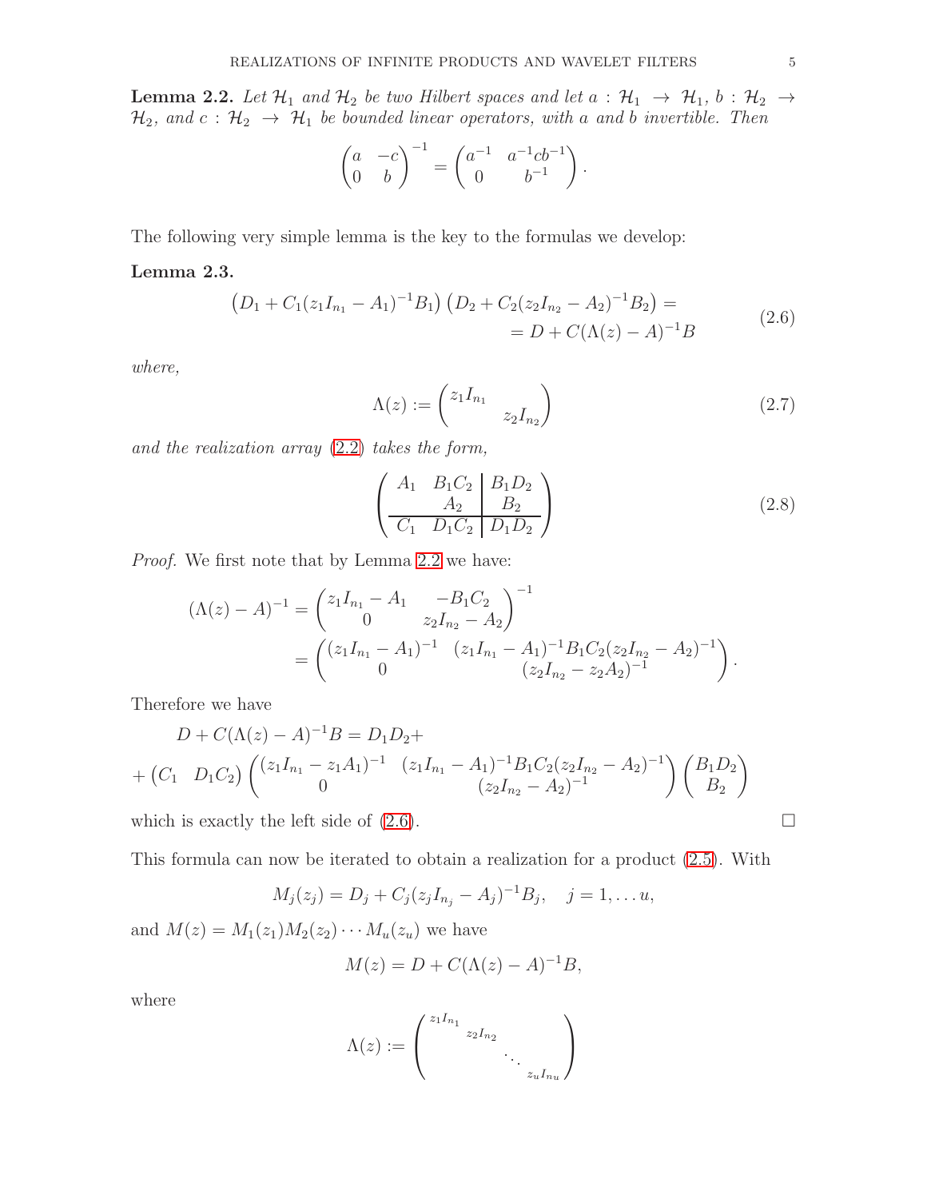**Lemma 2.2.** *Let $\mathcal{H}_1$ and $\mathcal{H}_2$ be two Hilbert spaces and let $a : \mathcal{H}_1 \to \mathcal{H}_1$, $b : \mathcal{H}_2 \to \mathcal{H}_2$, and $c : \mathcal{H}_2 \to \mathcal{H}_1$ be bounded linear operators, with $a$ and $b$ invertible. Then*

$$\begin{pmatrix} a & -c \\ 0 & b \end{pmatrix}^{-1} = \begin{pmatrix} a^{-1} & a^{-1}cb^{-1} \\ 0 & b^{-1} \end{pmatrix}.$$

The following very simple lemma is the key to the formulas we develop:

**Lemma 2.3.**

$$\begin{aligned} \left(D_1 + C_1(z_1 I_{n_1} - A_1)^{-1}B_1\right)\left(D_2 + C_2(z_2 I_{n_2} - A_2)^{-1}B_2\right) = \\ = D + C(\Lambda(z) - A)^{-1}B \end{aligned} \tag{2.6}$$

*where,*

$$\Lambda(z) := \begin{pmatrix} z_1 I_{n_1} & \\ & z_2 I_{n_2} \end{pmatrix} \tag{2.7}$$

*and the realization array (2.2) takes the form,*

$$\left(\begin{array}{cc|c} A_1 & B_1 C_2 & B_1 D_2 \\ & A_2 & B_2 \\ \hline C_1 & D_1 C_2 & D_1 D_2 \end{array}\right) \tag{2.8}$$

*Proof.* We first note that by Lemma 2.2 we have:

$$\begin{aligned} (\Lambda(z) - A)^{-1} &= \begin{pmatrix} z_1 I_{n_1} - A_1 & -B_1 C_2 \\ 0 & z_2 I_{n_2} - A_2 \end{pmatrix}^{-1} \\ &= \begin{pmatrix} (z_1 I_{n_1} - A_1)^{-1} & (z_1 I_{n_1} - A_1)^{-1} B_1 C_2 (z_2 I_{n_2} - A_2)^{-1} \\ 0 & (z_2 I_{n_2} - z_2 A_2)^{-1} \end{pmatrix}. \end{aligned}$$

Therefore we have

$$\begin{aligned} &D + C(\Lambda(z) - A)^{-1}B = D_1 D_2 + \\ &+ \begin{pmatrix} C_1 & D_1 C_2 \end{pmatrix} \begin{pmatrix} (z_1 I_{n_1} - z_1 A_1)^{-1} & (z_1 I_{n_1} - A_1)^{-1} B_1 C_2 (z_2 I_{n_2} - A_2)^{-1} \\ 0 & (z_2 I_{n_2} - A_2)^{-1} \end{pmatrix} \begin{pmatrix} B_1 D_2 \\ B_2 \end{pmatrix} \end{aligned}$$

which is exactly the left side of (2.6). $\square$

This formula can now be iterated to obtain a realization for a product (2.5). With

$$M_j(z_j) = D_j + C_j(z_j I_{n_j} - A_j)^{-1}B_j, \quad j = 1, \ldots u,$$

and $M(z) = M_1(z_1)M_2(z_2)\cdots M_u(z_u)$ we have

$$M(z) = D + C(\Lambda(z) - A)^{-1}B,$$

where

$$\Lambda(z) := \begin{pmatrix} z_1 I_{n_1} & & & \\ & z_2 I_{n_2} & & \\ & & \ddots & \\ & & & z_u I_{n_u} \end{pmatrix}$$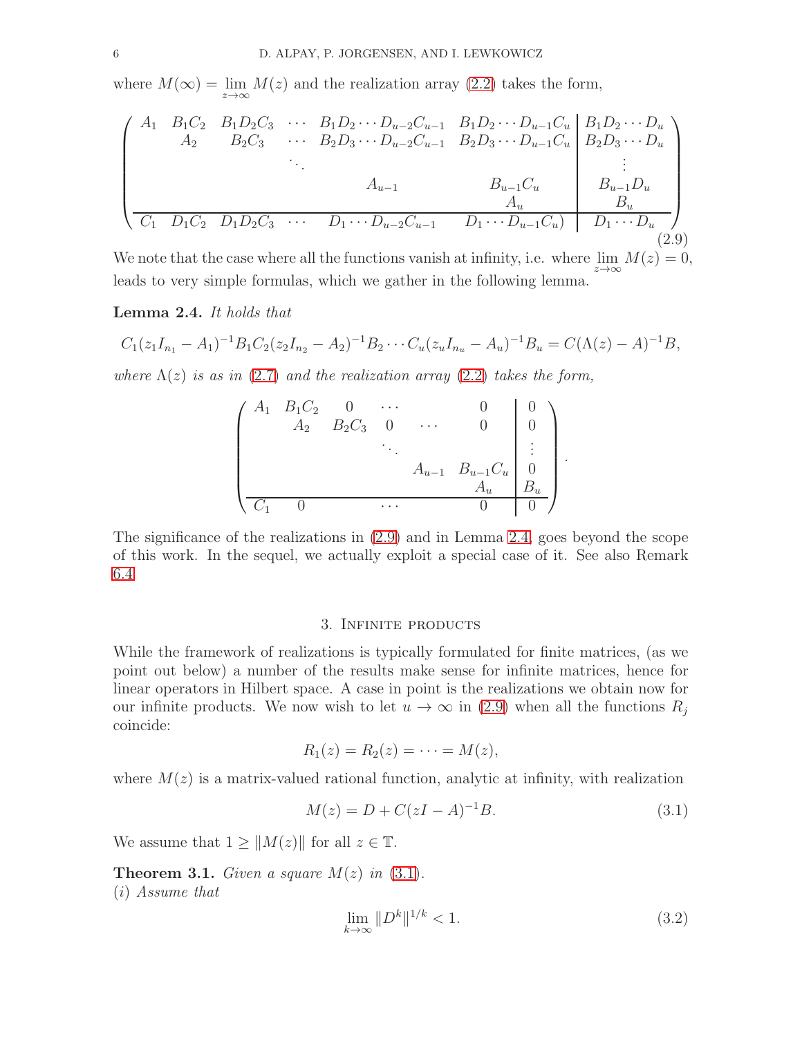where $M(\infty) = \lim_{z\to\infty} M(z)$ and the realization array (2.2) takes the form,

$$
\left(\begin{array}{cccccc|c}
A_1 & B_1C_2 & B_1D_2C_3 & \cdots & B_1D_2\cdots D_{u-2}C_{u-1} & B_1D_2\cdots D_{u-1}C_u & B_1D_2\cdots D_u \\
 & A_2 & B_2C_3 & \cdots & B_2D_3\cdots D_{u-2}C_{u-1} & B_2D_3\cdots D_{u-1}C_u & B_2D_3\cdots D_u \\
 & & & \ddots & & & \vdots \\
 & & & & A_{u-1} & B_{u-1}C_u & B_{u-1}D_u \\
 & & & & & A_u & B_u \\
\hline
C_1 & D_1C_2 & D_1D_2C_3 & \cdots & D_1\cdots D_{u-2}C_{u-1} & D_1\cdots D_{u-1}C_u) & D_1\cdots D_u
\end{array}\right)
\tag{2.9}
$$

We note that the case where all the functions vanish at infinity, i.e. where $\lim_{z\to\infty} M(z) = 0$, leads to very simple formulas, which we gather in the following lemma.

**Lemma 2.4.** *It holds that*

$$
C_1(z_1I_{n_1} - A_1)^{-1}B_1C_2(z_2I_{n_2} - A_2)^{-1}B_2\cdots C_u(z_uI_{n_u} - A_u)^{-1}B_u = C(\Lambda(z) - A)^{-1}B,
$$

*where $\Lambda(z)$ is as in (2.7) and the realization array (2.2) takes the form,*

$$
\left(\begin{array}{cccccc|c}
A_1 & B_1C_2 & 0 & \cdots & & 0 & 0 \\
 & A_2 & B_2C_3 & 0 & \cdots & 0 & 0 \\
 & & & \ddots & & & \vdots \\
 & & & & A_{u-1} & B_{u-1}C_u & 0 \\
 & & & & & A_u & B_u \\
\hline
C_1 & 0 & & \cdots & & 0 & 0
\end{array}\right).
$$

The significance of the realizations in (2.9) and in Lemma 2.4, goes beyond the scope of this work. In the sequel, we actually exploit a special case of it. See also Remark 6.4

## 3. Infinite products

While the framework of realizations is typically formulated for finite matrices, (as we point out below) a number of the results make sense for infinite matrices, hence for linear operators in Hilbert space. A case in point is the realizations we obtain now for our infinite products. We now wish to let $u \to \infty$ in (2.9) when all the functions $R_j$ coincide:

$$
R_1(z) = R_2(z) = \cdots = M(z),
$$

where $M(z)$ is a matrix-valued rational function, analytic at infinity, with realization

$$
M(z) = D + C(zI - A)^{-1}B. \tag{3.1}
$$

We assume that $1 \geq \|M(z)\|$ for all $z \in \mathbb{T}$.

**Theorem 3.1.** *Given a square $M(z)$ in (3.1).*
*(i) Assume that*

$$
\lim_{k\to\infty} \|D^k\|^{1/k} < 1. \tag{3.2}
$$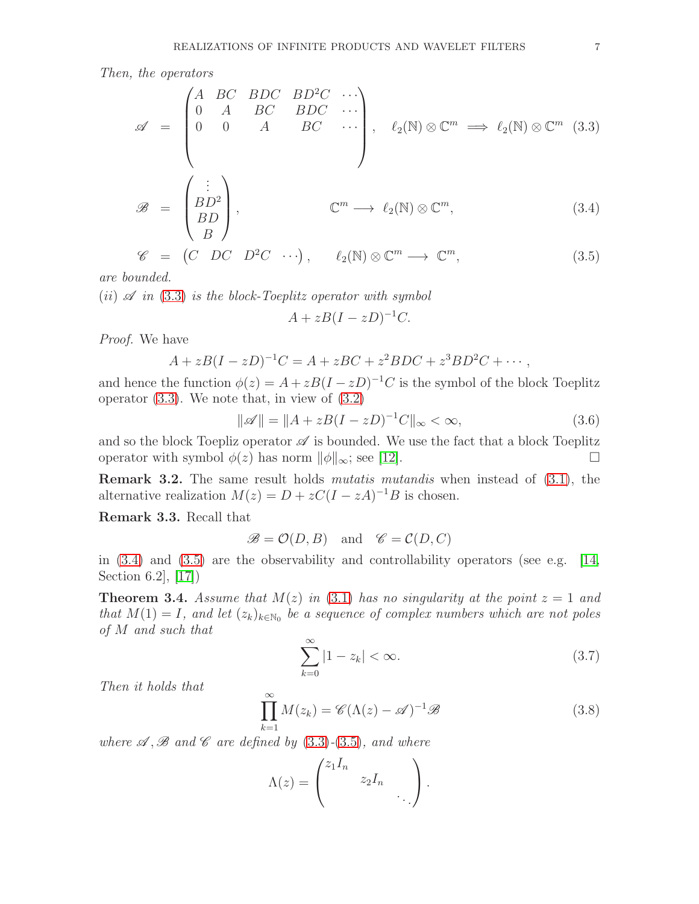*Then, the operators*

$$
\mathscr{A} = \begin{pmatrix} A & BC & BDC & BD^2C & \cdots \\ 0 & A & BC & BDC & \cdots \\ 0 & 0 & A & BC & \cdots \\ & & & & \end{pmatrix}, \quad \ell_2(\mathbb{N}) \otimes \mathbb{C}^m \implies \ell_2(\mathbb{N}) \otimes \mathbb{C}^m \tag{3.3}
$$

$$
\mathscr{B} = \begin{pmatrix} \vdots \\ BD^2 \\ BD \\ B \end{pmatrix}, \qquad \mathbb{C}^m \longrightarrow \ell_2(\mathbb{N}) \otimes \mathbb{C}^m, \tag{3.4}
$$

$$
\mathscr{C} = \begin{pmatrix} C & DC & D^2C & \cdots \end{pmatrix}, \quad \ell_2(\mathbb{N}) \otimes \mathbb{C}^m \longrightarrow \mathbb{C}^m, \tag{3.5}
$$

*are bounded.*

*(ii)* $\mathscr{A}$ *in* (3.3) *is the block-Toeplitz operator with symbol*

$$
A + zB(I - zD)^{-1}C.
$$

*Proof.* We have

$$
A + zB(I - zD)^{-1}C = A + zBC + z^2BDC + z^3BD^2C + \cdots,
$$

and hence the function $\phi(z) = A + zB(I - zD)^{-1}C$ is the symbol of the block Toeplitz operator (3.3). We note that, in view of (3.2)

$$
\|\mathscr{A}\| = \|A + zB(I - zD)^{-1}C\|_\infty < \infty, \tag{3.6}
$$

and so the block Toepliz operator $\mathscr{A}$ is bounded. We use the fact that a block Toeplitz operator with symbol $\phi(z)$ has norm $\|\phi\|_\infty$; see [12]. □

**Remark 3.2.** The same result holds *mutatis mutandis* when instead of (3.1), the alternative realization $M(z) = D + zC(I - zA)^{-1}B$ is chosen.

**Remark 3.3.** Recall that

$$
\mathscr{B} = \mathcal{O}(D, B) \quad \text{and} \quad \mathscr{C} = \mathcal{C}(D, C)
$$

in (3.4) and (3.5) are the observability and controllability operators (see e.g. [14, Section 6.2], [17])

**Theorem 3.4.** *Assume that* $M(z)$ *in* (3.1) *has no singularity at the point* $z = 1$ *and that* $M(1) = I$*, and let* $(z_k)_{k \in \mathbb{N}_0}$ *be a sequence of complex numbers which are not poles of* $M$ *and such that*

$$
\sum_{k=0}^{\infty} |1 - z_k| < \infty. \tag{3.7}
$$

*Then it holds that*

$$
\prod_{k=1}^{\infty} M(z_k) = \mathscr{C}(\Lambda(z) - \mathscr{A})^{-1}\mathscr{B} \tag{3.8}
$$

*where* $\mathscr{A}, \mathscr{B}$ *and* $\mathscr{C}$ *are defined by* (3.3)-(3.5)*, and where*

$$
\Lambda(z) = \begin{pmatrix} z_1 I_n & & \\ & z_2 I_n & \\ & & \ddots \end{pmatrix}.
$$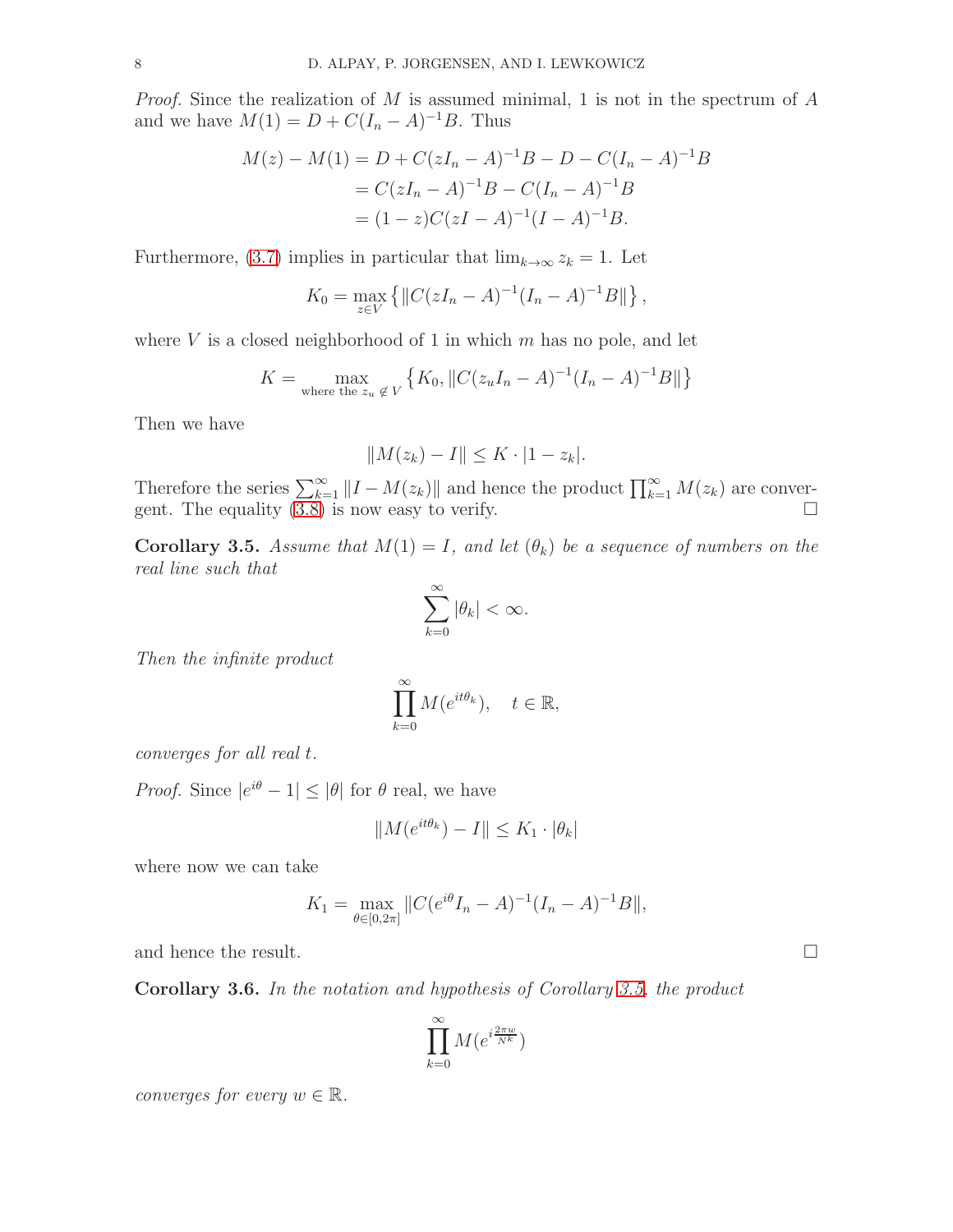*Proof.* Since the realization of $M$ is assumed minimal, 1 is not in the spectrum of $A$ and we have $M(1) = D + C(I_n - A)^{-1}B$. Thus

$$
\begin{aligned}
M(z) - M(1) &= D + C(zI_n - A)^{-1}B - D - C(I_n - A)^{-1}B \\
&= C(zI_n - A)^{-1}B - C(I_n - A)^{-1}B \\
&= (1 - z)C(zI - A)^{-1}(I - A)^{-1}B.
\end{aligned}
$$

Furthermore, (3.7) implies in particular that $\lim_{k\to\infty} z_k = 1$. Let

$$
K_0 = \max_{z\in V} \left\{ \|C(zI_n - A)^{-1}(I_n - A)^{-1}B\| \right\},
$$

where $V$ is a closed neighborhood of 1 in which $m$ has no pole, and let

$$
K = \max_{\text{where the } z_u \notin V} \left\{ K_0, \|C(z_u I_n - A)^{-1}(I_n - A)^{-1}B\| \right\}
$$

Then we have

$$
\|M(z_k) - I\| \leq K \cdot |1 - z_k|.
$$

Therefore the series $\sum_{k=1}^{\infty} \|I - M(z_k)\|$ and hence the product $\prod_{k=1}^{\infty} M(z_k)$ are convergent. The equality (3.8) is now easy to verify. $\square$

**Corollary 3.5.** *Assume that $M(1) = I$, and let $(\theta_k)$ be a sequence of numbers on the real line such that*

$$
\sum_{k=0}^{\infty} |\theta_k| < \infty.
$$

*Then the infinite product*

$$
\prod_{k=0}^{\infty} M(e^{it\theta_k}), \quad t \in \mathbb{R},
$$

*converges for all real $t$.*

*Proof.* Since $|e^{i\theta} - 1| \leq |\theta|$ for $\theta$ real, we have

$$
\|M(e^{it\theta_k}) - I\| \leq K_1 \cdot |\theta_k|
$$

where now we can take

$$
K_1 = \max_{\theta\in[0,2\pi]} \|C(e^{i\theta}I_n - A)^{-1}(I_n - A)^{-1}B\|,
$$

and hence the result. $\square$

**Corollary 3.6.** *In the notation and hypothesis of Corollary 3.5, the product*

$$
\prod_{k=0}^{\infty} M(e^{i\frac{2\pi w}{N^k}})
$$

*converges for every $w \in \mathbb{R}$.*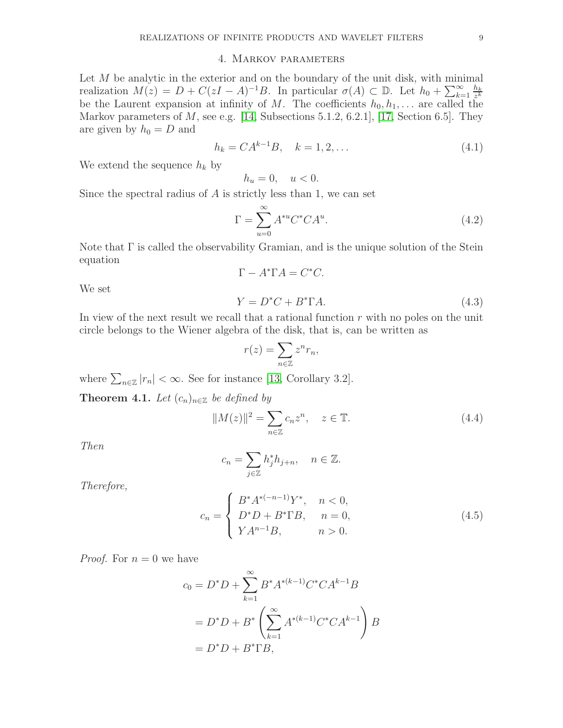## 4. Markov parameters

Let $M$ be analytic in the exterior and on the boundary of the unit disk, with minimal realization $M(z) = D + C(zI - A)^{-1}B$. In particular $\sigma(A) \subset \mathbb{D}$. Let $h_0 + \sum_{k=1}^{\infty} \frac{h_k}{z^k}$ be the Laurent expansion at infinity of $M$. The coefficients $h_0, h_1, \dots$ are called the Markov parameters of $M$, see e.g. [14, Subsections 5.1.2, 6.2.1], [17, Section 6.5]. They are given by $h_0 = D$ and

$$h_k = CA^{k-1}B, \quad k = 1, 2, \dots \tag{4.1}$$

We extend the sequence $h_k$ by

$$h_u = 0, \quad u < 0.$$

Since the spectral radius of $A$ is strictly less than 1, we can set

$$\Gamma = \sum_{u=0}^{\infty} A^{*u} C^* C A^u. \tag{4.2}$$

Note that $\Gamma$ is called the observability Gramian, and is the unique solution of the Stein equation

$$\Gamma - A^* \Gamma A = C^* C.$$

We set

$$Y = D^* C + B^* \Gamma A. \tag{4.3}$$

In view of the next result we recall that a rational function $r$ with no poles on the unit circle belongs to the Wiener algebra of the disk, that is, can be written as

$$r(z) = \sum_{n \in \mathbb{Z}} z^n r_n,$$

where $\sum_{n \in \mathbb{Z}} |r_n| < \infty$. See for instance [13, Corollary 3.2].

**Theorem 4.1.** *Let $(c_n)_{n \in \mathbb{Z}}$ be defined by*

$$\|M(z)\|^2 = \sum_{n \in \mathbb{Z}} c_n z^n, \quad z \in \mathbb{T}. \tag{4.4}$$

*Then*

$$c_n = \sum_{j \in \mathbb{Z}} h_j^* h_{j+n}, \quad n \in \mathbb{Z}.$$

*Therefore,*

$$c_n = \begin{cases} B^* A^{*(-n-1)} Y^*, & n < 0, \\ D^* D + B^* \Gamma B, & n = 0, \\ Y A^{n-1} B, & n > 0. \end{cases} \tag{4.5}$$

*Proof.* For $n = 0$ we have

$$\begin{aligned} c_0 &= D^* D + \sum_{k=1}^{\infty} B^* A^{*(k-1)} C^* C A^{k-1} B \\ &= D^* D + B^* \left( \sum_{k=1}^{\infty} A^{*(k-1)} C^* C A^{k-1} \right) B \\ &= D^* D + B^* \Gamma B, \end{aligned}$$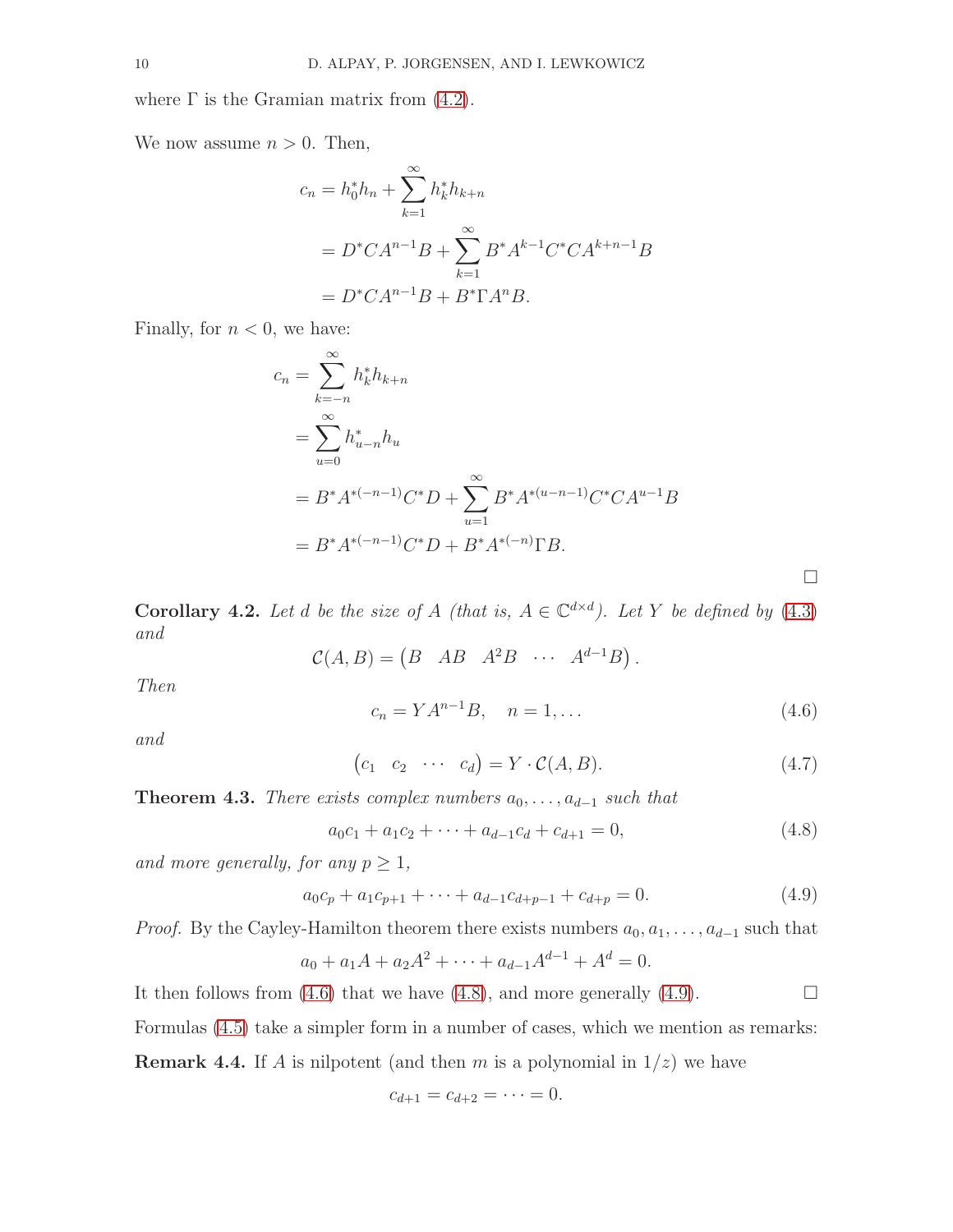where $\Gamma$ is the Gramian matrix from (4.2).

We now assume $n > 0$. Then,

$$
\begin{aligned}
c_n &= h_0^* h_n + \sum_{k=1}^{\infty} h_k^* h_{k+n} \\
&= D^* C A^{n-1} B + \sum_{k=1}^{\infty} B^* A^{k-1} C^* C A^{k+n-1} B \\
&= D^* C A^{n-1} B + B^* \Gamma A^n B.
\end{aligned}
$$

Finally, for $n < 0$, we have:

$$
\begin{aligned}
c_n &= \sum_{k=-n}^{\infty} h_k^* h_{k+n} \\
&= \sum_{u=0}^{\infty} h_{u-n}^* h_u \\
&= B^* A^{*(-n-1)} C^* D + \sum_{u=1}^{\infty} B^* A^{*(u-n-1)} C^* C A^{u-1} B \\
&= B^* A^{*(-n-1)} C^* D + B^* A^{*(-n)} \Gamma B.
\end{aligned}
$$

$\square$

**Corollary 4.2.** *Let $d$ be the size of $A$ (that is, $A \in \mathbb{C}^{d \times d}$). Let $Y$ be defined by (4.3) and*

$$
\mathcal{C}(A, B) = \begin{pmatrix} B & AB & A^2 B & \cdots & A^{d-1} B \end{pmatrix}.
$$

*Then*

$$
c_n = Y A^{n-1} B, \quad n = 1, \ldots \tag{4.6}
$$

*and*

$$
\begin{pmatrix} c_1 & c_2 & \cdots & c_d \end{pmatrix} = Y \cdot \mathcal{C}(A, B). \tag{4.7}
$$

**Theorem 4.3.** *There exists complex numbers $a_0, \ldots, a_{d-1}$ such that*

$$
a_0 c_1 + a_1 c_2 + \cdots + a_{d-1} c_d + c_{d+1} = 0, \tag{4.8}
$$

*and more generally, for any $p \geq 1$,*

$$
a_0 c_p + a_1 c_{p+1} + \cdots + a_{d-1} c_{d+p-1} + c_{d+p} = 0. \tag{4.9}
$$

*Proof.* By the Cayley-Hamilton theorem there exists numbers $a_0, a_1, \ldots, a_{d-1}$ such that

$$
a_0 + a_1 A + a_2 A^2 + \cdots + a_{d-1} A^{d-1} + A^d = 0.
$$

It then follows from (4.6) that we have (4.8), and more generally (4.9). $\square$

Formulas (4.5) take a simpler form in a number of cases, which we mention as remarks:

**Remark 4.4.** If $A$ is nilpotent (and then $m$ is a polynomial in $1/z$) we have

$$
c_{d+1} = c_{d+2} = \cdots = 0.
$$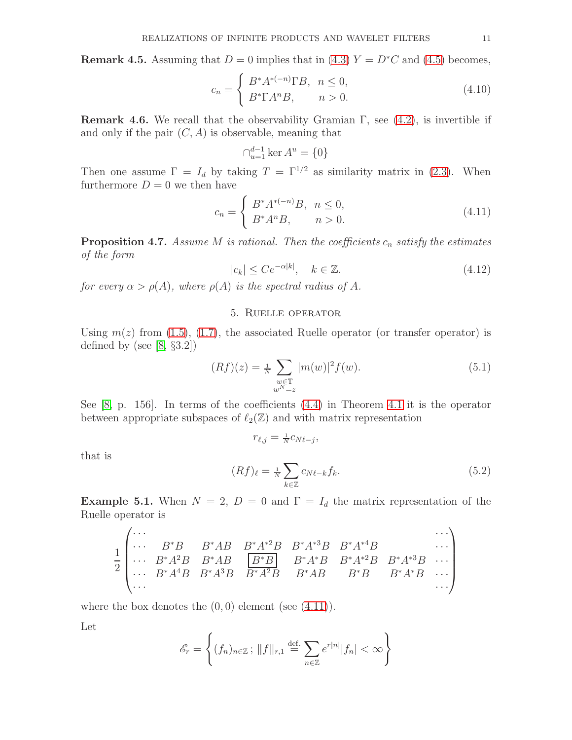**Remark 4.5.** Assuming that $D = 0$ implies that in (4.3) $Y = D^*C$ and (4.5) becomes,

$$c_n = \begin{cases} B^*A^{*(-n)}\Gamma B, & n \leq 0, \\ B^*\Gamma A^n B, & n > 0. \end{cases} \tag{4.10}$$

**Remark 4.6.** We recall that the observability Gramian $\Gamma$, see (4.2), is invertible if and only if the pair $(C, A)$ is observable, meaning that

$$\cap_{u=1}^{d-1} \ker A^u = \{0\}$$

Then one assume $\Gamma = I_d$ by taking $T = \Gamma^{1/2}$ as similarity matrix in (2.3). When furthermore $D = 0$ we then have

$$c_n = \begin{cases} B^*A^{*(-n)}B, & n \leq 0, \\ B^*A^n B, & n > 0. \end{cases} \tag{4.11}$$

**Proposition 4.7.** *Assume $M$ is rational. Then the coefficients $c_n$ satisfy the estimates of the form*

$$|c_k| \leq Ce^{-\alpha|k|}, \quad k \in \mathbb{Z}. \tag{4.12}$$

*for every $\alpha > \rho(A)$, where $\rho(A)$ is the spectral radius of $A$.*

## 5. Ruelle operator

Using $m(z)$ from (1.5), (1.7), the associated Ruelle operator (or transfer operator) is defined by (see [8, §3.2])

$$(Rf)(z) = \tfrac{1}{N} \sum_{\substack{w \in \mathbb{T} \\ w^N = z}} |m(w)|^2 f(w). \tag{5.1}$$

See [8, p. 156]. In terms of the coefficients (4.4) in Theorem 4.1 it is the operator between appropriate subspaces of $\ell_2(\mathbb{Z})$ and with matrix representation

$$r_{\ell,j} = \tfrac{1}{N} c_{N\ell - j},$$

that is

$$(Rf)_\ell = \tfrac{1}{N} \sum_{k \in \mathbb{Z}} c_{N\ell - k} f_k. \tag{5.2}$$

**Example 5.1.** When $N = 2$, $D = 0$ and $\Gamma = I_d$ the matrix representation of the Ruelle operator is

$$\frac{1}{2}\begin{pmatrix} \cdots & & & & & & & \cdots \\ \cdots & B^*B & B^*AB & B^*A^{*2}B & B^*A^{*3}B & B^*A^{*4}B & & \cdots \\ \cdots & B^*A^2B & B^*AB & \boxed{B^*B} & B^*A^*B & B^*A^{*2}B & B^*A^{*3}B & \cdots \\ \cdots & B^*A^4B & B^*A^3B & B^*A^2B & B^*AB & B^*B & B^*A^*B & \cdots \\ \cdots & & & & & & & \cdots \end{pmatrix}$$

where the box denotes the $(0, 0)$ element (see (4.11)).

Let

$$\mathscr{E}_r = \left\{ (f_n)_{n \in \mathbb{Z}} \, ; \, \|f\|_{r,1} \stackrel{\text{def.}}{=} \sum_{n \in \mathbb{Z}} e^{r|n|}|f_n| < \infty \right\}$$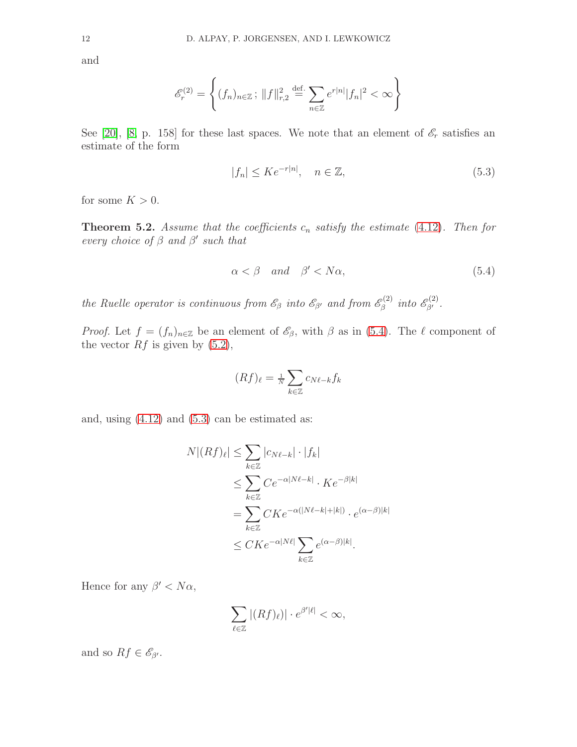and

$$\mathscr{E}_r^{(2)} = \left\{ (f_n)_{n\in\mathbb{Z}}\,;\, \|f\|_{r,2}^2 \overset{\text{def.}}{=} \sum_{n\in\mathbb{Z}} e^{r|n|}|f_n|^2 < \infty \right\}$$

See [20], [8, p. 158] for these last spaces. We note that an element of $\mathscr{E}_r$ satisfies an estimate of the form

$$|f_n| \le K e^{-r|n|}, \quad n \in \mathbb{Z}, \tag{5.3}$$

for some $K > 0$.

**Theorem 5.2.** *Assume that the coefficients $c_n$ satisfy the estimate (4.12). Then for every choice of $\beta$ and $\beta'$ such that*

$$\alpha < \beta \quad \text{and} \quad \beta' < N\alpha, \tag{5.4}$$

*the Ruelle operator is continuous from $\mathscr{E}_\beta$ into $\mathscr{E}_{\beta'}$ and from $\mathscr{E}_\beta^{(2)}$ into $\mathscr{E}_{\beta'}^{(2)}$.*

*Proof.* Let $f = (f_n)_{n\in\mathbb{Z}}$ be an element of $\mathscr{E}_\beta$, with $\beta$ as in (5.4). The $\ell$ component of the vector $Rf$ is given by (5.2),

$$(Rf)_\ell = \tfrac{1}{N} \sum_{k\in\mathbb{Z}} c_{N\ell-k} f_k$$

and, using (4.12) and (5.3) can be estimated as:

$$\begin{aligned}
N|(Rf)_\ell| &\le \sum_{k\in\mathbb{Z}} |c_{N\ell-k}| \cdot |f_k| \\
&\le \sum_{k\in\mathbb{Z}} C e^{-\alpha|N\ell-k|} \cdot K e^{-\beta|k|} \\
&= \sum_{k\in\mathbb{Z}} CK e^{-\alpha(|N\ell-k|+|k|)} \cdot e^{(\alpha-\beta)|k|} \\
&\le CK e^{-\alpha|N\ell|} \sum_{k\in\mathbb{Z}} e^{(\alpha-\beta)|k|}.
\end{aligned}$$

Hence for any $\beta' < N\alpha$,

$$\sum_{\ell\in\mathbb{Z}} |(Rf)_\ell)| \cdot e^{\beta'|\ell|} < \infty,$$

and so $Rf \in \mathscr{E}_{\beta'}$.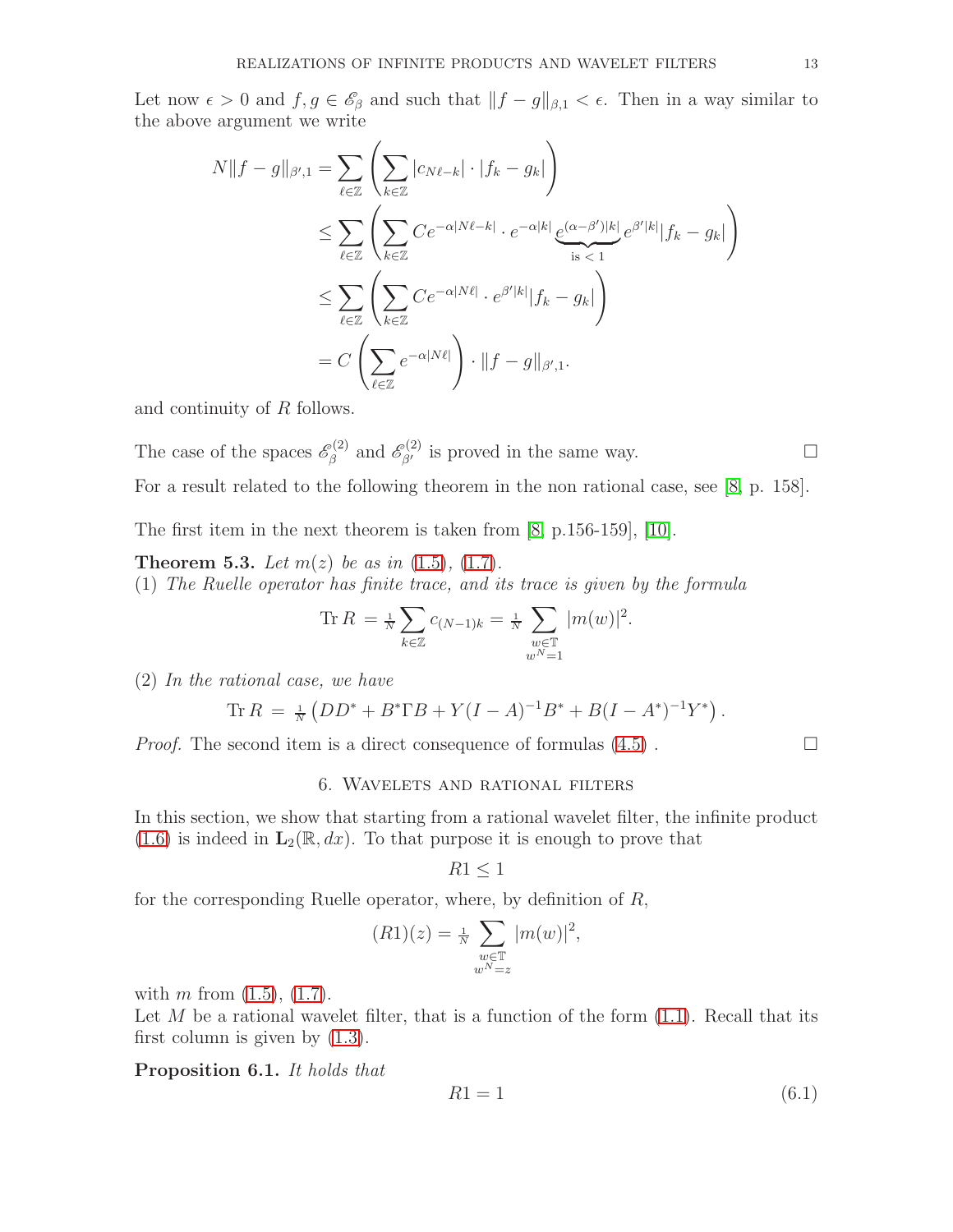Let now $\epsilon > 0$ and $f, g \in \mathscr{E}_\beta$ and such that $\|f-g\|_{\beta,1} < \epsilon$. Then in a way similar to the above argument we write

$$
\begin{aligned}
N\|f-g\|_{\beta',1} &= \sum_{\ell\in\mathbb{Z}} \left( \sum_{k\in\mathbb{Z}} |c_{N\ell-k}| \cdot |f_k - g_k| \right) \\
&\le \sum_{\ell\in\mathbb{Z}} \left( \sum_{k\in\mathbb{Z}} Ce^{-\alpha|N\ell-k|} \cdot e^{-\alpha|k|} \underbrace{e^{(\alpha-\beta')|k|}}_{\text{is } < 1} e^{\beta'|k|} |f_k - g_k| \right) \\
&\le \sum_{\ell\in\mathbb{Z}} \left( \sum_{k\in\mathbb{Z}} Ce^{-\alpha|N\ell|} \cdot e^{\beta'|k|} |f_k - g_k| \right) \\
&= C \left( \sum_{\ell\in\mathbb{Z}} e^{-\alpha|N\ell|} \right) \cdot \|f-g\|_{\beta',1}.
\end{aligned}
$$

and continuity of $R$ follows.

The case of the spaces $\mathscr{E}_\beta^{(2)}$ and $\mathscr{E}_{\beta'}^{(2)}$ is proved in the same way. $\square$

For a result related to the following theorem in the non rational case, see [8, p. 158].

The first item in the next theorem is taken from [8, p.156-159], [10].

**Theorem 5.3.** *Let $m(z)$ be as in (1.5), (1.7).*
(1) *The Ruelle operator has finite trace, and its trace is given by the formula*

$$
\operatorname{Tr} R = \tfrac{1}{N} \sum_{k\in\mathbb{Z}} c_{(N-1)k} = \tfrac{1}{N} \sum_{\substack{w\in\mathbb{T} \\ w^N=1}} |m(w)|^2.
$$

(2) *In the rational case, we have*

$$
\operatorname{Tr} R = \tfrac{1}{N} \left( DD^* + B^*\Gamma B + Y(I-A)^{-1}B^* + B(I-A^*)^{-1}Y^* \right).
$$

*Proof.* The second item is a direct consequence of formulas (4.5) . $\square$

## 6. Wavelets and rational filters

In this section, we show that starting from a rational wavelet filter, the infinite product (1.6) is indeed in $\mathbf{L}_2(\mathbb{R}, dx)$. To that purpose it is enough to prove that

$$
R1 \le 1
$$

for the corresponding Ruelle operator, where, by definition of $R$,

$$
(R1)(z) = \tfrac{1}{N} \sum_{\substack{w\in\mathbb{T} \\ w^N=z}} |m(w)|^2,
$$

with $m$ from (1.5), (1.7).
Let $M$ be a rational wavelet filter, that is a function of the form (1.1). Recall that its first column is given by (1.3).

**Proposition 6.1.** *It holds that*

$$
R1 = 1 \tag{6.1}
$$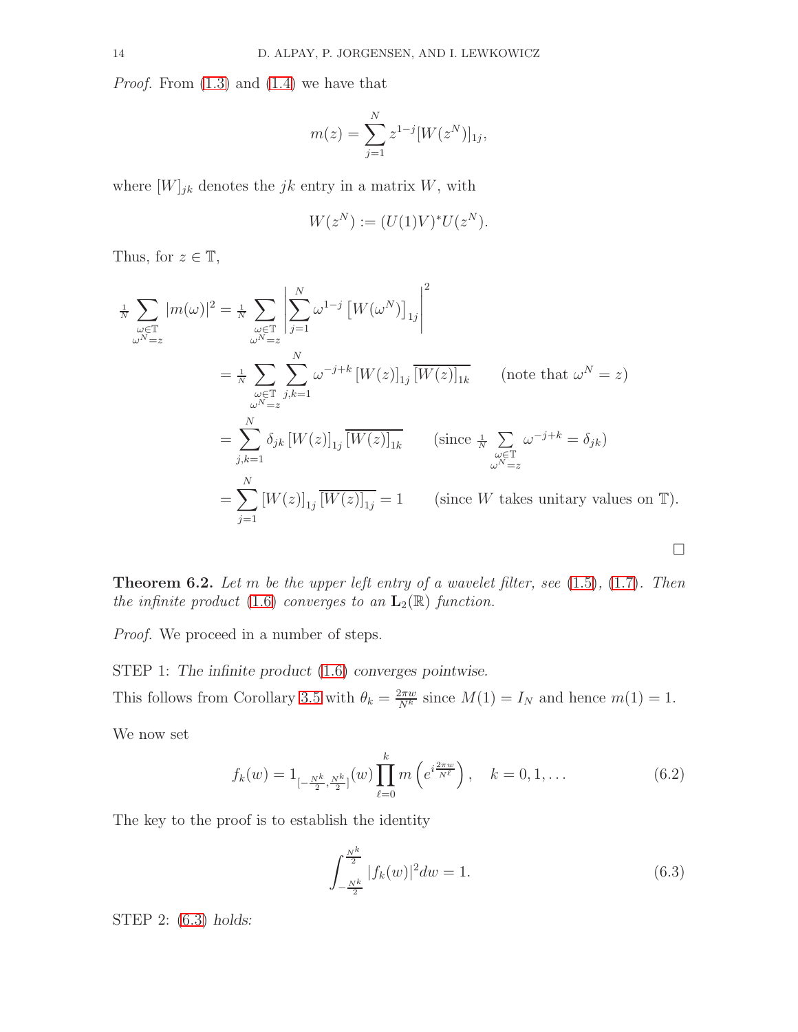*Proof.* From (1.3) and (1.4) we have that

$$m(z) = \sum_{j=1}^{N} z^{1-j} [W(z^N)]_{1j},$$

where $[W]_{jk}$ denotes the $jk$ entry in a matrix $W$, with

$$W(z^N) := (U(1)V)^* U(z^N).$$

Thus, for $z \in \mathbb{T}$,

$$\begin{aligned}
\tfrac{1}{N} \sum_{\substack{\omega \in \mathbb{T} \\ \omega^N = z}} |m(\omega)|^2 &= \tfrac{1}{N} \sum_{\substack{\omega \in \mathbb{T} \\ \omega^N = z}} \left| \sum_{j=1}^{N} \omega^{1-j} \left[ W(\omega^N) \right]_{1j} \right|^2 \\
&= \tfrac{1}{N} \sum_{\substack{\omega \in \mathbb{T} \\ \omega^N = z}} \sum_{j,k=1}^{N} \omega^{-j+k} \left[ W(z) \right]_{1j} \overline{\left[ W(z) \right]_{1k}} \qquad (\text{note that } \omega^N = z) \\
&= \sum_{j,k=1}^{N} \delta_{jk} \left[ W(z) \right]_{1j} \overline{\left[ W(z) \right]_{1k}} \qquad (\text{since } \tfrac{1}{N} \sum_{\substack{\omega \in \mathbb{T} \\ \omega^N = z}} \omega^{-j+k} = \delta_{jk}) \\
&= \sum_{j=1}^{N} \left[ W(z) \right]_{1j} \overline{\left[ W(z) \right]_{1j}} = 1 \qquad (\text{since } W \text{ takes unitary values on } \mathbb{T}).
\end{aligned}$$

□

**Theorem 6.2.** *Let $m$ be the upper left entry of a wavelet filter, see (1.5), (1.7). Then the infinite product (1.6) converges to an $\mathbf{L}_2(\mathbb{R})$ function.*

*Proof.* We proceed in a number of steps.

STEP 1: *The infinite product (1.6) converges pointwise.*

This follows from Corollary 3.5 with $\theta_k = \frac{2\pi w}{N^k}$ since $M(1) = I_N$ and hence $m(1) = 1$.

We now set

$$f_k(w) = 1_{[-\frac{N^k}{2}, \frac{N^k}{2}]}(w) \prod_{\ell=0}^{k} m\left( e^{i \frac{2\pi w}{N^\ell}} \right), \quad k = 0, 1, \ldots \tag{6.2}$$

The key to the proof is to establish the identity

$$\int_{-\frac{N^k}{2}}^{\frac{N^k}{2}} |f_k(w)|^2 dw = 1. \tag{6.3}$$

STEP 2: (6.3) *holds:*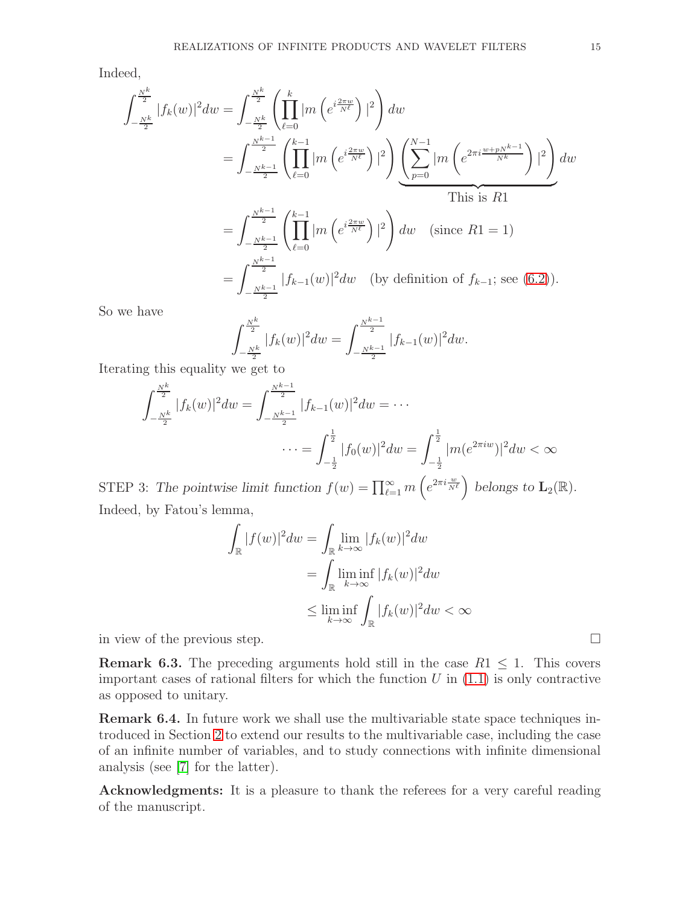Indeed,

$$
\begin{aligned}
\int_{-\frac{N^k}{2}}^{\frac{N^k}{2}} |f_k(w)|^2 dw &= \int_{-\frac{N^k}{2}}^{\frac{N^k}{2}} \left( \prod_{\ell=0}^{k} |m\left(e^{i\frac{2\pi w}{N^\ell}}\right)|^2 \right) dw \\
&= \int_{-\frac{N^{k-1}}{2}}^{\frac{N^{k-1}}{2}} \left( \prod_{\ell=0}^{k-1} |m\left(e^{i\frac{2\pi w}{N^\ell}}\right)|^2 \right) \underbrace{\left( \sum_{p=0}^{N-1} |m\left(e^{2\pi i \frac{w+pN^{k-1}}{N^k}}\right)|^2 \right)}_{\text{This is } R1} dw \\
&= \int_{-\frac{N^{k-1}}{2}}^{\frac{N^{k-1}}{2}} \left( \prod_{\ell=0}^{k-1} |m\left(e^{i\frac{2\pi w}{N^\ell}}\right)|^2 \right) dw \quad (\text{since } R1 = 1) \\
&= \int_{-\frac{N^{k-1}}{2}}^{\frac{N^{k-1}}{2}} |f_{k-1}(w)|^2 dw \quad (\text{by definition of } f_{k-1}; \text{ see (6.2)}).
\end{aligned}
$$

So we have

$$
\int_{-\frac{N^k}{2}}^{\frac{N^k}{2}} |f_k(w)|^2 dw = \int_{-\frac{N^{k-1}}{2}}^{\frac{N^{k-1}}{2}} |f_{k-1}(w)|^2 dw.
$$

Iterating this equality we get to

$$
\begin{aligned}
\int_{-\frac{N^k}{2}}^{\frac{N^k}{2}} |f_k(w)|^2 dw &= \int_{-\frac{N^{k-1}}{2}}^{\frac{N^{k-1}}{2}} |f_{k-1}(w)|^2 dw = \cdots \\
&\cdots = \int_{-\frac{1}{2}}^{\frac{1}{2}} |f_0(w)|^2 dw = \int_{-\frac{1}{2}}^{\frac{1}{2}} |m(e^{2\pi i w})|^2 dw < \infty
\end{aligned}
$$

STEP 3: *The pointwise limit function* $f(w) = \prod_{\ell=1}^{\infty} m\left(e^{2\pi i \frac{w}{N^\ell}}\right)$ *belongs to* $\mathbf{L}_2(\mathbb{R})$. Indeed, by Fatou's lemma,

$$
\begin{aligned}
\int_{\mathbb{R}} |f(w)|^2 dw &= \int_{\mathbb{R}} \lim_{k\to\infty} |f_k(w)|^2 dw \\
&= \int_{\mathbb{R}} \liminf_{k\to\infty} |f_k(w)|^2 dw \\
&\le \liminf_{k\to\infty} \int_{\mathbb{R}} |f_k(w)|^2 dw < \infty
\end{aligned}
$$

in view of the previous step. □

**Remark 6.3.** The preceding arguments hold still in the case $R1 \le 1$. This covers important cases of rational filters for which the function $U$ in (1.1) is only contractive as opposed to unitary.

**Remark 6.4.** In future work we shall use the multivariable state space techniques introduced in Section 2 to extend our results to the multivariable case, including the case of an infinite number of variables, and to study connections with infinite dimensional analysis (see [7] for the latter).

**Acknowledgments:** It is a pleasure to thank the referees for a very careful reading of the manuscript.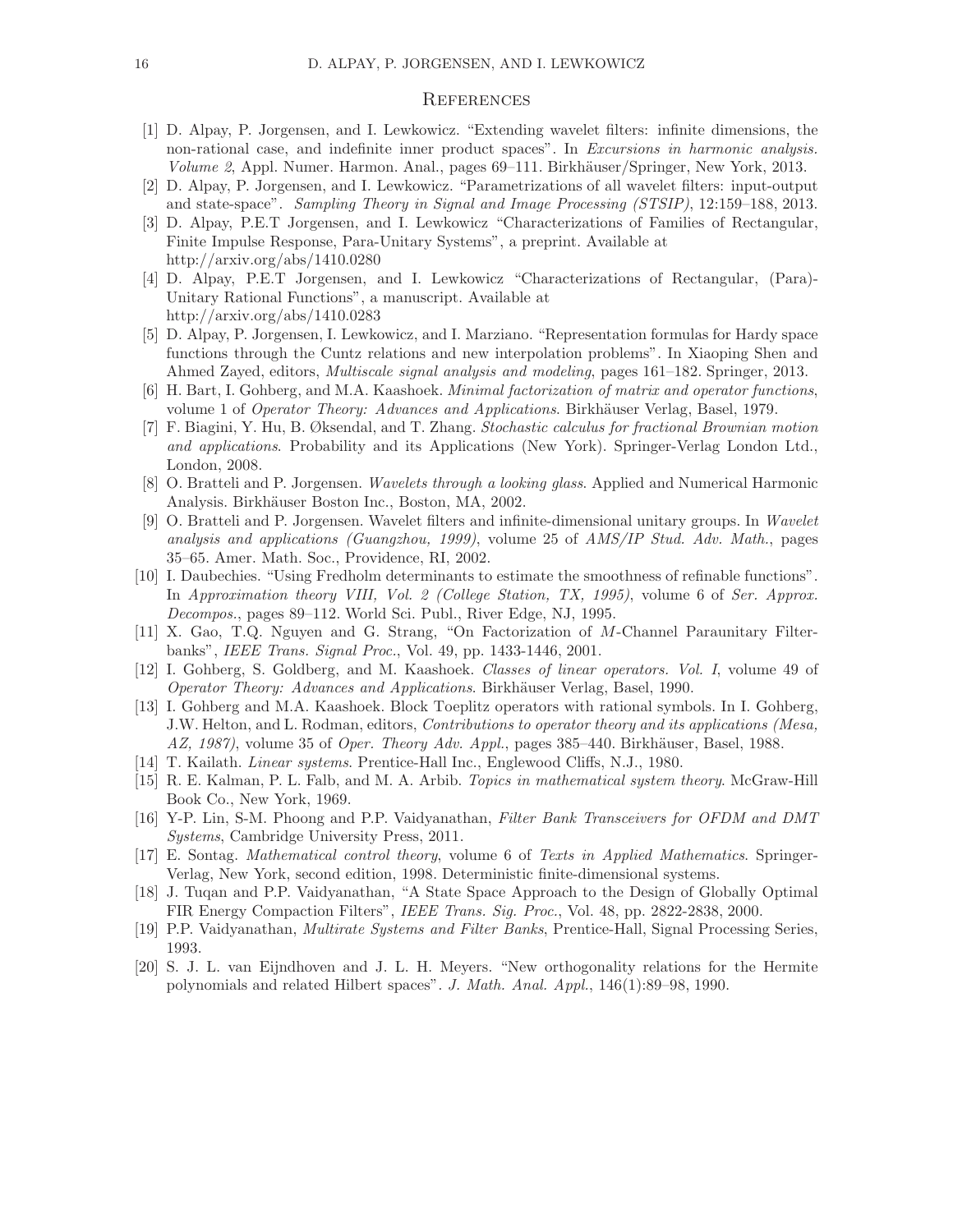## References

[1] D. Alpay, P. Jorgensen, and I. Lewkowicz. "Extending wavelet filters: infinite dimensions, the non-rational case, and indefinite inner product spaces". In *Excursions in harmonic analysis. Volume 2*, Appl. Numer. Harmon. Anal., pages 69–111. Birkhäuser/Springer, New York, 2013.

[2] D. Alpay, P. Jorgensen, and I. Lewkowicz. "Parametrizations of all wavelet filters: input-output and state-space". *Sampling Theory in Signal and Image Processing (STSIP)*, 12:159–188, 2013.

[3] D. Alpay, P.E.T Jorgensen, and I. Lewkowicz "Characterizations of Families of Rectangular, Finite Impulse Response, Para-Unitary Systems", a preprint. Available at http://arxiv.org/abs/1410.0280

[4] D. Alpay, P.E.T Jorgensen, and I. Lewkowicz "Characterizations of Rectangular, (Para)-Unitary Rational Functions", a manuscript. Available at http://arxiv.org/abs/1410.0283

[5] D. Alpay, P. Jorgensen, I. Lewkowicz, and I. Marziano. "Representation formulas for Hardy space functions through the Cuntz relations and new interpolation problems". In Xiaoping Shen and Ahmed Zayed, editors, *Multiscale signal analysis and modeling*, pages 161–182. Springer, 2013.

[6] H. Bart, I. Gohberg, and M.A. Kaashoek. *Minimal factorization of matrix and operator functions*, volume 1 of *Operator Theory: Advances and Applications*. Birkhäuser Verlag, Basel, 1979.

[7] F. Biagini, Y. Hu, B. Øksendal, and T. Zhang. *Stochastic calculus for fractional Brownian motion and applications*. Probability and its Applications (New York). Springer-Verlag London Ltd., London, 2008.

[8] O. Bratteli and P. Jorgensen. *Wavelets through a looking glass*. Applied and Numerical Harmonic Analysis. Birkhäuser Boston Inc., Boston, MA, 2002.

[9] O. Bratteli and P. Jorgensen. Wavelet filters and infinite-dimensional unitary groups. In *Wavelet analysis and applications (Guangzhou, 1999)*, volume 25 of *AMS/IP Stud. Adv. Math.*, pages 35–65. Amer. Math. Soc., Providence, RI, 2002.

[10] I. Daubechies. "Using Fredholm determinants to estimate the smoothness of refinable functions". In *Approximation theory VIII, Vol. 2 (College Station, TX, 1995)*, volume 6 of *Ser. Approx. Decompos.*, pages 89–112. World Sci. Publ., River Edge, NJ, 1995.

[11] X. Gao, T.Q. Nguyen and G. Strang, "On Factorization of $M$-Channel Paraunitary Filterbanks", *IEEE Trans. Signal Proc.*, Vol. 49, pp. 1433-1446, 2001.

[12] I. Gohberg, S. Goldberg, and M. Kaashoek. *Classes of linear operators. Vol. I*, volume 49 of *Operator Theory: Advances and Applications*. Birkhäuser Verlag, Basel, 1990.

[13] I. Gohberg and M.A. Kaashoek. Block Toeplitz operators with rational symbols. In I. Gohberg, J.W. Helton, and L. Rodman, editors, *Contributions to operator theory and its applications (Mesa, AZ, 1987)*, volume 35 of *Oper. Theory Adv. Appl.*, pages 385–440. Birkhäuser, Basel, 1988.

[14] T. Kailath. *Linear systems*. Prentice-Hall Inc., Englewood Cliffs, N.J., 1980.

[15] R. E. Kalman, P. L. Falb, and M. A. Arbib. *Topics in mathematical system theory*. McGraw-Hill Book Co., New York, 1969.

[16] Y-P. Lin, S-M. Phoong and P.P. Vaidyanathan, *Filter Bank Transceivers for OFDM and DMT Systems*, Cambridge University Press, 2011.

[17] E. Sontag. *Mathematical control theory*, volume 6 of *Texts in Applied Mathematics*. Springer-Verlag, New York, second edition, 1998. Deterministic finite-dimensional systems.

[18] J. Tuqan and P.P. Vaidyanathan, "A State Space Approach to the Design of Globally Optimal FIR Energy Compaction Filters", *IEEE Trans. Sig. Proc.*, Vol. 48, pp. 2822-2838, 2000.

[19] P.P. Vaidyanathan, *Multirate Systems and Filter Banks*, Prentice-Hall, Signal Processing Series, 1993.

[20] S. J. L. van Eijndhoven and J. L. H. Meyers. "New orthogonality relations for the Hermite polynomials and related Hilbert spaces". *J. Math. Anal. Appl.*, 146(1):89–98, 1990.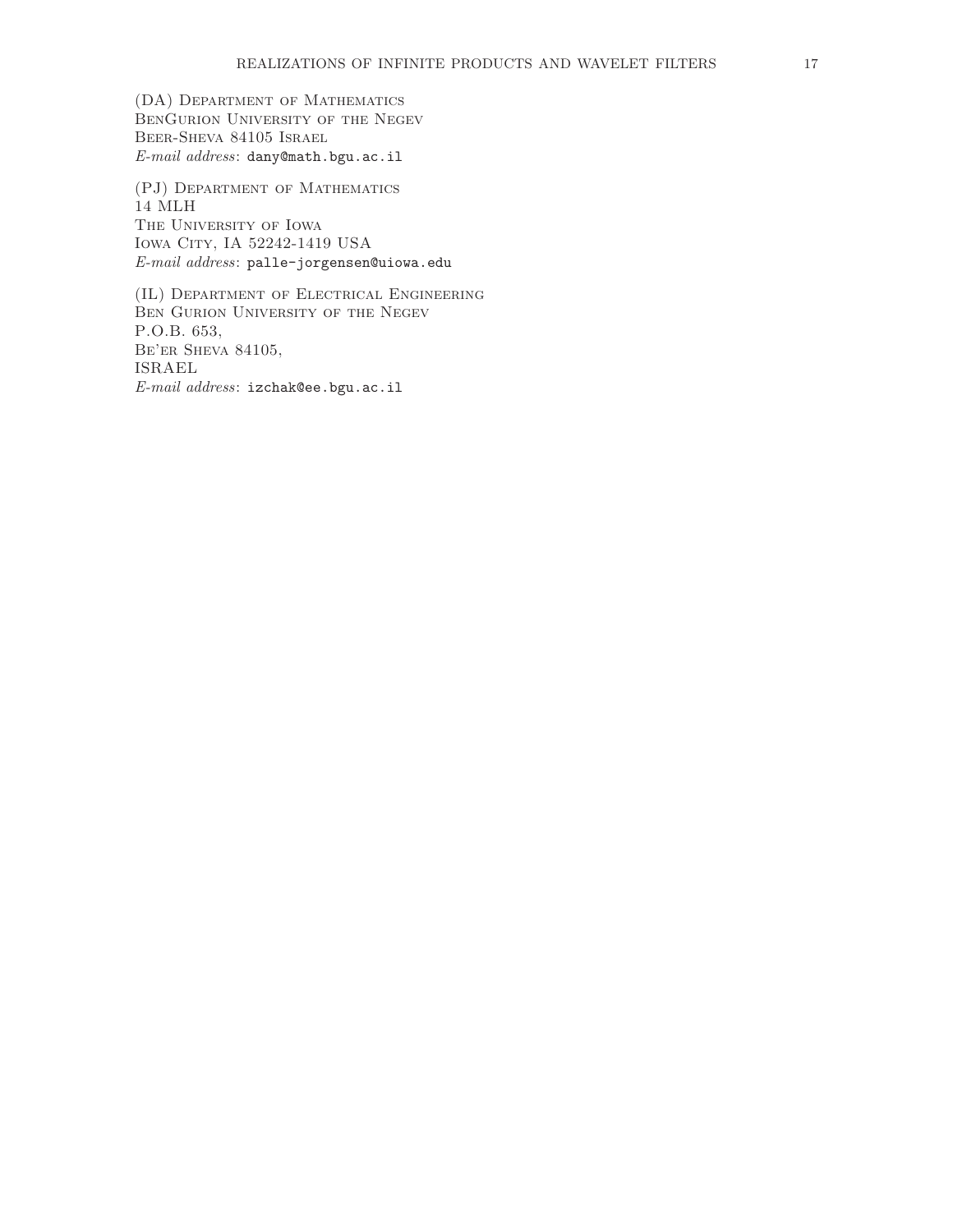(DA) Department of Mathematics
BenGurion University of the Negev
Beer-Sheva 84105 Israel
*E-mail address*: dany@math.bgu.ac.il

(PJ) Department of Mathematics
14 MLH
The University of Iowa
Iowa City, IA 52242-1419 USA
*E-mail address*: palle-jorgensen@uiowa.edu

(IL) Department of Electrical Engineering
Ben Gurion University of the Negev
P.O.B. 653,
Be'er Sheva 84105,
ISRAEL
*E-mail address*: izchak@ee.bgu.ac.il